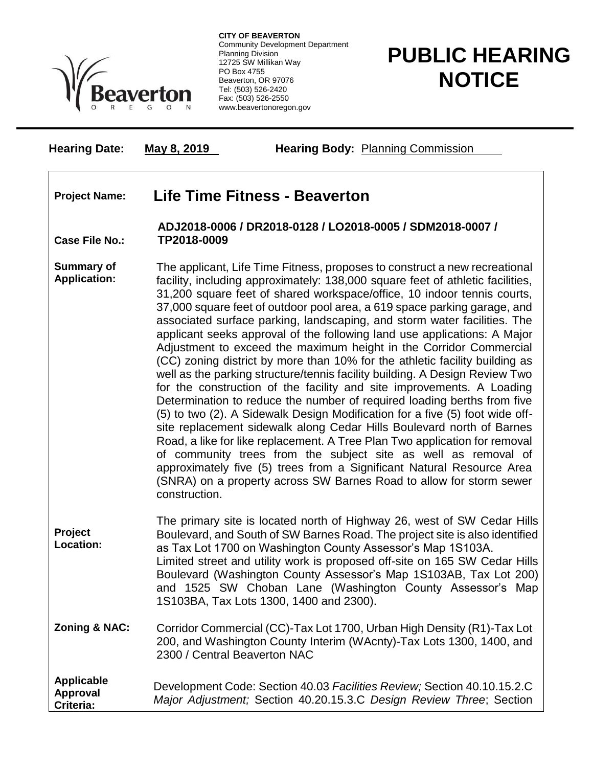**CITY OF BEAVERTON**
Community Development Department
Planning Division
12725 SW Millikan Way
PO Box 4755
Beaverton, OR 97076
Tel: (503) 526-2420
Fax: (503) 526-2550
www.beavertonoregon.gov

# PUBLIC HEARING NOTICE

**Hearing Date:** **May 8, 2019** **Hearing Body:** Planning Commission

| | |
|---|---|
| **Project Name:** | **Life Time Fitness - Beaverton** |
| **Case File No.:** | **ADJ2018-0006 / DR2018-0128 / LO2018-0005 / SDM2018-0007 / TP2018-0009** |
| **Summary of Application:** | The applicant, Life Time Fitness, proposes to construct a new recreational facility, including approximately: 138,000 square feet of athletic facilities, 31,200 square feet of shared workspace/office, 10 indoor tennis courts, 37,000 square feet of outdoor pool area, a 619 space parking garage, and associated surface parking, landscaping, and storm water facilities. The applicant seeks approval of the following land use applications: A Major Adjustment to exceed the maximum height in the Corridor Commercial (CC) zoning district by more than 10% for the athletic facility building as well as the parking structure/tennis facility building. A Design Review Two for the construction of the facility and site improvements. A Loading Determination to reduce the number of required loading berths from five (5) to two (2). A Sidewalk Design Modification for a five (5) foot wide off-site replacement sidewalk along Cedar Hills Boulevard north of Barnes Road, a like for like replacement. A Tree Plan Two application for removal of community trees from the subject site as well as removal of approximately five (5) trees from a Significant Natural Resource Area (SNRA) on a property across SW Barnes Road to allow for storm sewer construction. |
| **Project Location:** | The primary site is located north of Highway 26, west of SW Cedar Hills Boulevard, and South of SW Barnes Road. The project site is also identified as Tax Lot 1700 on Washington County Assessor's Map 1S103A. Limited street and utility work is proposed off-site on 165 SW Cedar Hills Boulevard (Washington County Assessor's Map 1S103AB, Tax Lot 200) and 1525 SW Choban Lane (Washington County Assessor's Map 1S103BA, Tax Lots 1300, 1400 and 2300). |
| **Zoning & NAC:** | Corridor Commercial (CC)-Tax Lot 1700, Urban High Density (R1)-Tax Lot 200, and Washington County Interim (WAcnty)-Tax Lots 1300, 1400, and 2300 / Central Beaverton NAC |
| **Applicable Approval Criteria:** | Development Code: Section 40.03 *Facilities Review;* Section 40.10.15.2.C *Major Adjustment;* Section 40.20.15.3.C *Design Review Three*; Section |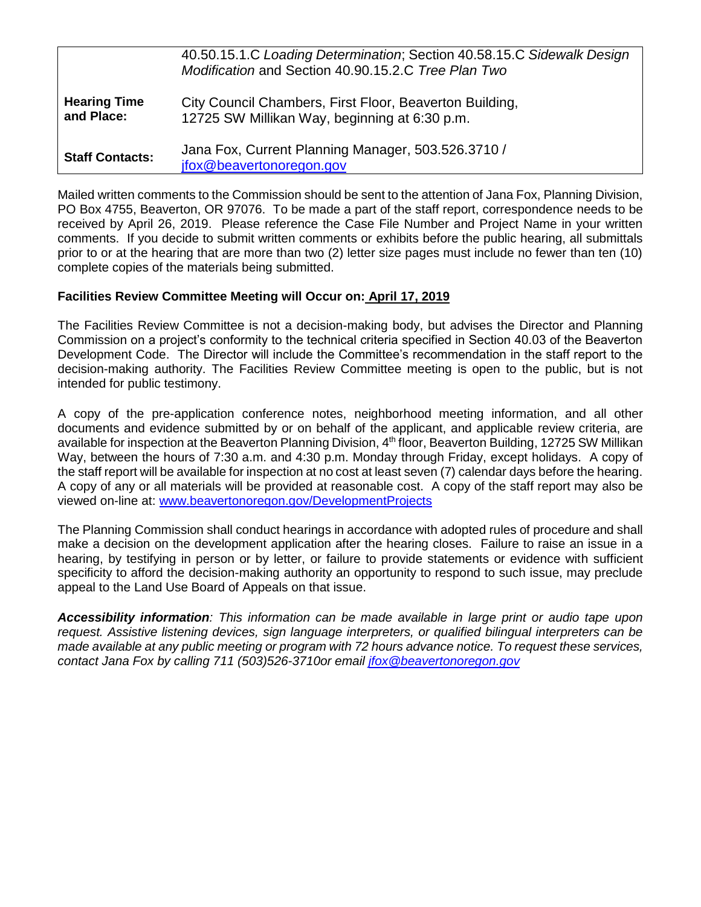| | |
|---|---|
| | 40.50.15.1.C *Loading Determination*; Section 40.58.15.C *Sidewalk Design Modification* and Section 40.90.15.2.C *Tree Plan Two* |
| **Hearing Time and Place:** | City Council Chambers, First Floor, Beaverton Building, 12725 SW Millikan Way, beginning at 6:30 p.m. |
| **Staff Contacts:** | Jana Fox, Current Planning Manager, 503.526.3710 / jfox@beavertonoregon.gov |

Mailed written comments to the Commission should be sent to the attention of Jana Fox, Planning Division, PO Box 4755, Beaverton, OR 97076. To be made a part of the staff report, correspondence needs to be received by April 26, 2019. Please reference the Case File Number and Project Name in your written comments. If you decide to submit written comments or exhibits before the public hearing, all submittals prior to or at the hearing that are more than two (2) letter size pages must include no fewer than ten (10) complete copies of the materials being submitted.

**Facilities Review Committee Meeting will Occur on: April 17, 2019**

The Facilities Review Committee is not a decision-making body, but advises the Director and Planning Commission on a project's conformity to the technical criteria specified in Section 40.03 of the Beaverton Development Code. The Director will include the Committee's recommendation in the staff report to the decision-making authority. The Facilities Review Committee meeting is open to the public, but is not intended for public testimony.

A copy of the pre-application conference notes, neighborhood meeting information, and all other documents and evidence submitted by or on behalf of the applicant, and applicable review criteria, are available for inspection at the Beaverton Planning Division, 4th floor, Beaverton Building, 12725 SW Millikan Way, between the hours of 7:30 a.m. and 4:30 p.m. Monday through Friday, except holidays. A copy of the staff report will be available for inspection at no cost at least seven (7) calendar days before the hearing. A copy of any or all materials will be provided at reasonable cost. A copy of the staff report may also be viewed on-line at: www.beavertonoregon.gov/DevelopmentProjects

The Planning Commission shall conduct hearings in accordance with adopted rules of procedure and shall make a decision on the development application after the hearing closes. Failure to raise an issue in a hearing, by testifying in person or by letter, or failure to provide statements or evidence with sufficient specificity to afford the decision-making authority an opportunity to respond to such issue, may preclude appeal to the Land Use Board of Appeals on that issue.

***Accessibility information****: This information can be made available in large print or audio tape upon request. Assistive listening devices, sign language interpreters, or qualified bilingual interpreters can be made available at any public meeting or program with 72 hours advance notice. To request these services, contact Jana Fox by calling 711 (503)526-3710or email jfox@beavertonoregon.gov*